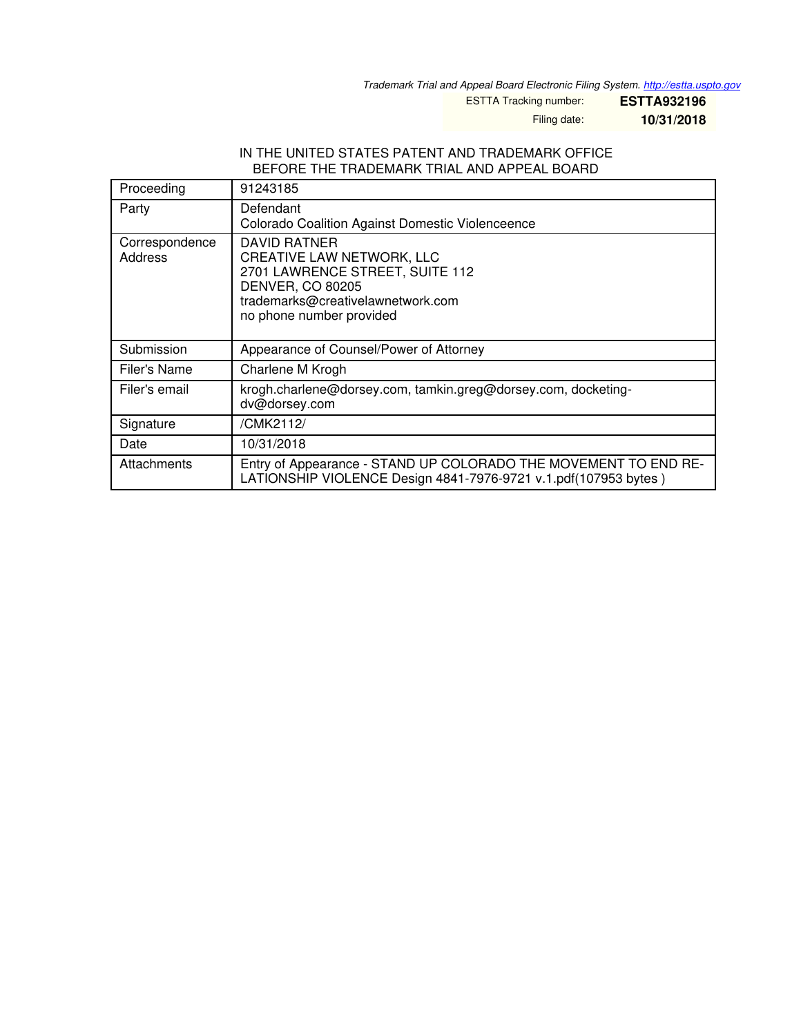Trademark Trial and Appeal Board Electronic Filing System. http://estta.uspto.gov

ESTTA Tracking number: **ESTTA932196**

Filing date: **10/31/2018**

IN THE UNITED STATES PATENT AND TRADEMARK OFFICE
BEFORE THE TRADEMARK TRIAL AND APPEAL BOARD

| Proceeding | 91243185 |
|---|---|
| Party | Defendant<br>Colorado Coalition Against Domestic Violenceence |
| Correspondence Address | DAVID RATNER<br>CREATIVE LAW NETWORK, LLC<br>2701 LAWRENCE STREET, SUITE 112<br>DENVER, CO 80205<br>trademarks@creativelawnetwork.com<br>no phone number provided |
| Submission | Appearance of Counsel/Power of Attorney |
| Filer's Name | Charlene M Krogh |
| Filer's email | krogh.charlene@dorsey.com, tamkin.greg@dorsey.com, docketing-dv@dorsey.com |
| Signature | /CMK2112/ |
| Date | 10/31/2018 |
| Attachments | Entry of Appearance - STAND UP COLORADO THE MOVEMENT TO END RELATIONSHIP VIOLENCE Design 4841-7976-9721 v.1.pdf(107953 bytes ) |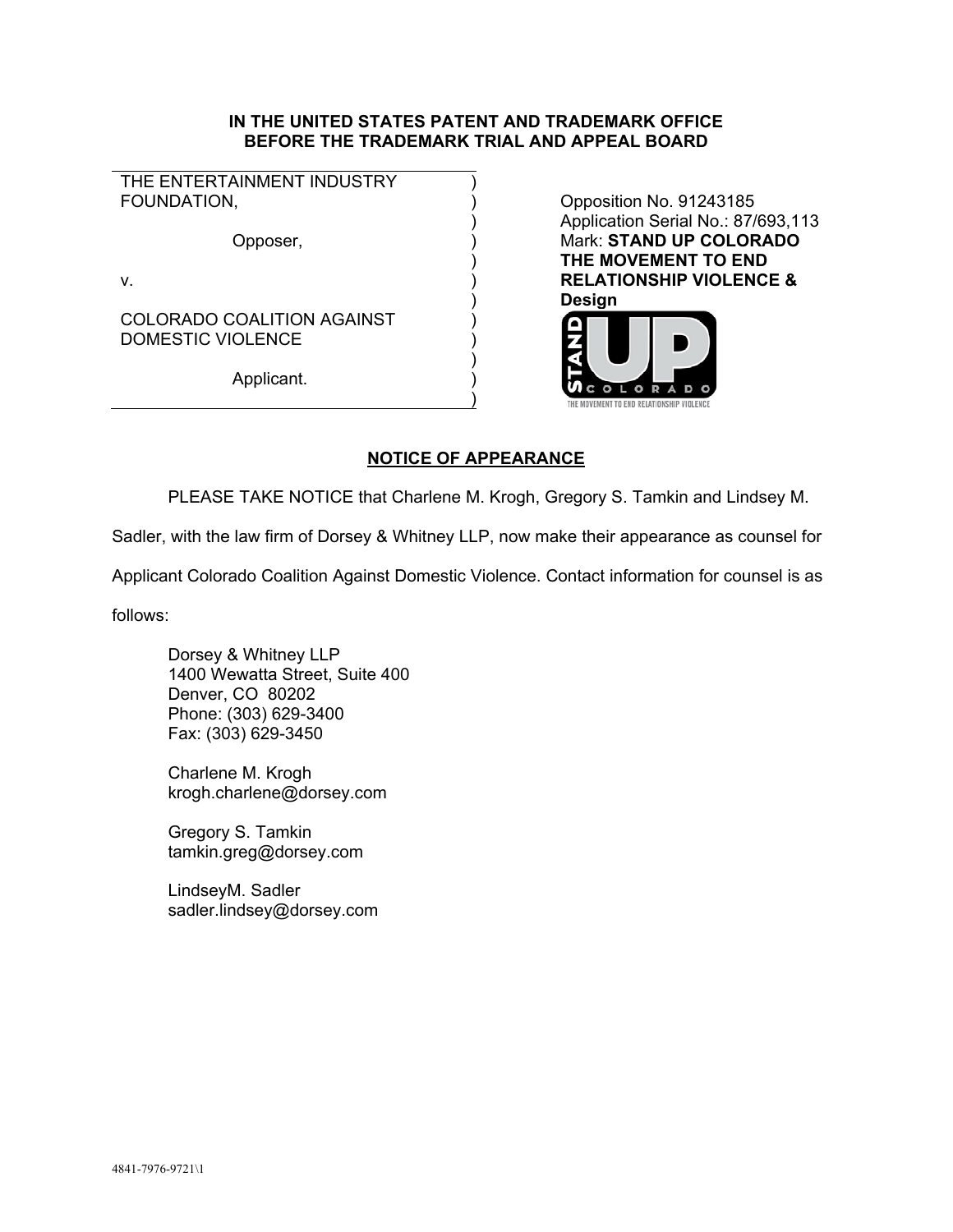**IN THE UNITED STATES PATENT AND TRADEMARK OFFICE**
**BEFORE THE TRADEMARK TRIAL AND APPEAL BOARD**

| | |
|---|---|
| THE ENTERTAINMENT INDUSTRY FOUNDATION,<br><br>Opposer,<br><br>v.<br><br>COLORADO COALITION AGAINST DOMESTIC VIOLENCE<br><br>Applicant. | Opposition No. 91243185<br>Application Serial No.: 87/693,113<br>Mark: **STAND UP COLORADO THE MOVEMENT TO END RELATIONSHIP VIOLENCE & Design** |

## NOTICE OF APPEARANCE

PLEASE TAKE NOTICE that Charlene M. Krogh, Gregory S. Tamkin and Lindsey M. Sadler, with the law firm of Dorsey & Whitney LLP, now make their appearance as counsel for Applicant Colorado Coalition Against Domestic Violence. Contact information for counsel is as follows:

Dorsey & Whitney LLP
1400 Wewatta Street, Suite 400
Denver, CO 80202
Phone: (303) 629-3400
Fax: (303) 629-3450

Charlene M. Krogh
krogh.charlene@dorsey.com

Gregory S. Tamkin
tamkin.greg@dorsey.com

LindseyM. Sadler
sadler.lindsey@dorsey.com

4841-7976-9721\1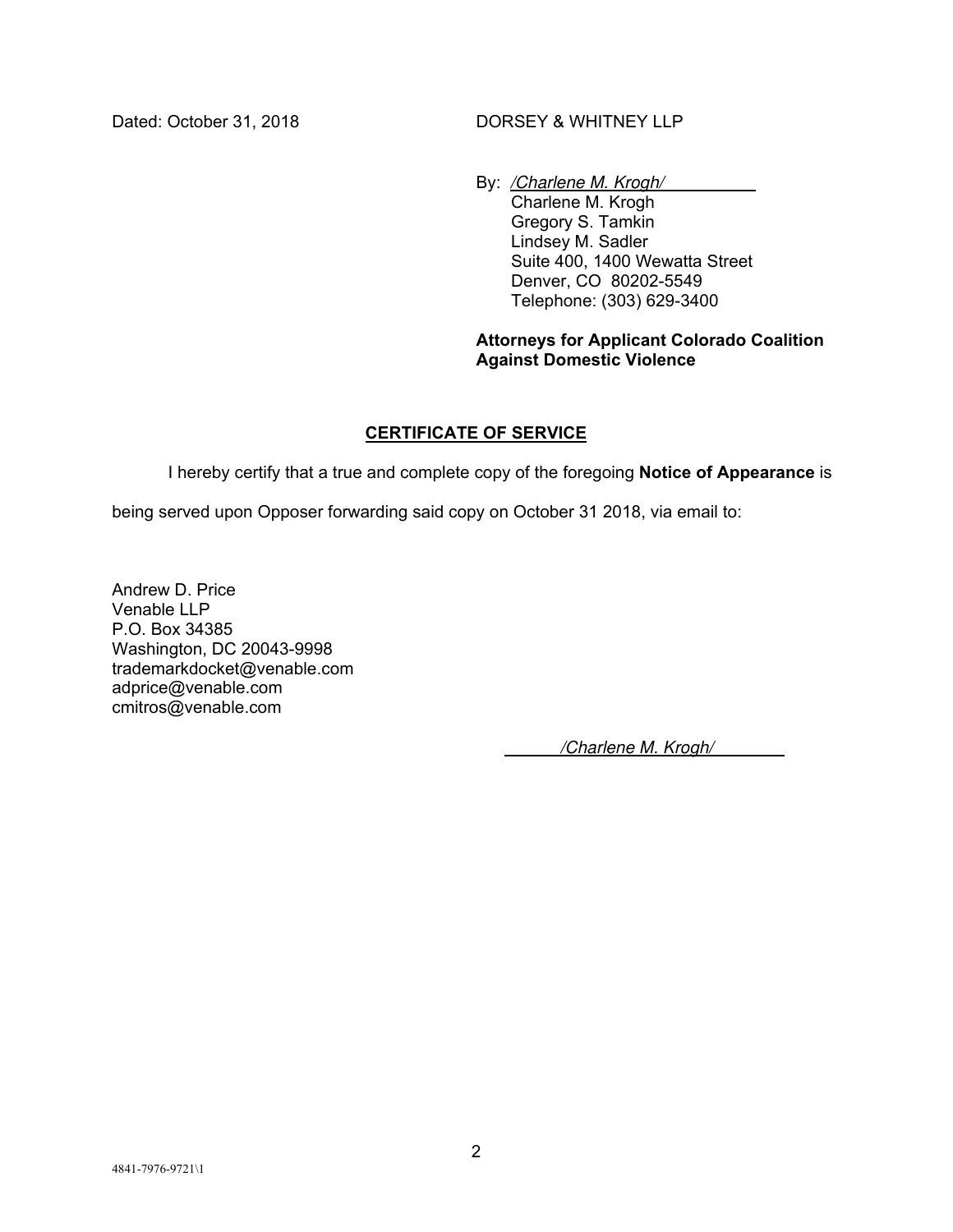Dated: October 31, 2018

DORSEY & WHITNEY LLP

By: */Charlene M. Krogh/*
Charlene M. Krogh
Gregory S. Tamkin
Lindsey M. Sadler
Suite 400, 1400 Wewatta Street
Denver, CO 80202-5549
Telephone: (303) 629-3400

**Attorneys for Applicant Colorado Coalition Against Domestic Violence**

## CERTIFICATE OF SERVICE

I hereby certify that a true and complete copy of the foregoing **Notice of Appearance** is being served upon Opposer forwarding said copy on October 31 2018, via email to:

Andrew D. Price
Venable LLP
P.O. Box 34385
Washington, DC 20043-9998
trademarkdocket@venable.com
adprice@venable.com
cmitros@venable.com

*/Charlene M. Krogh/*

4841-7976-9721\1